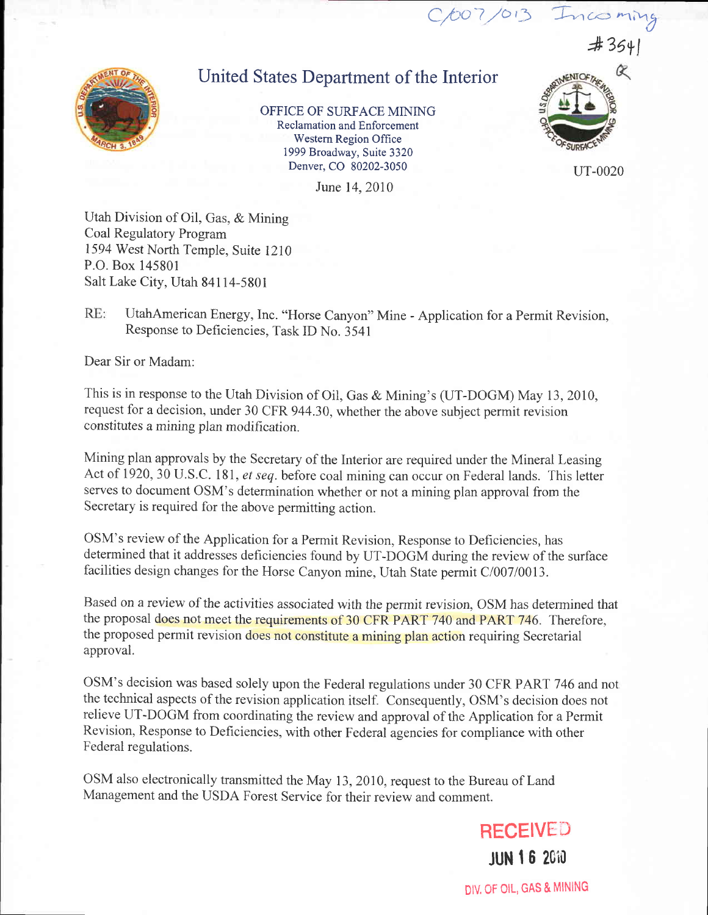C/007/013 Incoming

#3541

# United States Department of the Interior

OFFICE OF SURFACE MINING
Reclamation and Enforcement
Western Region Office
1999 Broadway, Suite 3320
Denver, CO 80202-3050

UT-0020

June 14, 2010

Utah Division of Oil, Gas, & Mining
Coal Regulatory Program
1594 West North Temple, Suite 1210
P.O. Box 145801
Salt Lake City, Utah 84114-5801

RE: UtahAmerican Energy, Inc. "Horse Canyon" Mine - Application for a Permit Revision, Response to Deficiencies, Task ID No. 3541

Dear Sir or Madam:

This is in response to the Utah Division of Oil, Gas & Mining's (UT-DOGM) May 13, 2010, request for a decision, under 30 CFR 944.30, whether the above subject permit revision constitutes a mining plan modification.

Mining plan approvals by the Secretary of the Interior are required under the Mineral Leasing Act of 1920, 30 U.S.C. 181, *et seq.* before coal mining can occur on Federal lands. This letter serves to document OSM's determination whether or not a mining plan approval from the Secretary is required for the above permitting action.

OSM's review of the Application for a Permit Revision, Response to Deficiencies, has determined that it addresses deficiencies found by UT-DOGM during the review of the surface facilities design changes for the Horse Canyon mine, Utah State permit C/007/0013.

Based on a review of the activities associated with the permit revision, OSM has determined that the proposal does not meet the requirements of 30 CFR PART 740 and PART 746. Therefore, the proposed permit revision does not constitute a mining plan action requiring Secretarial approval.

OSM's decision was based solely upon the Federal regulations under 30 CFR PART 746 and not the technical aspects of the revision application itself. Consequently, OSM's decision does not relieve UT-DOGM from coordinating the review and approval of the Application for a Permit Revision, Response to Deficiencies, with other Federal agencies for compliance with other Federal regulations.

OSM also electronically transmitted the May 13, 2010, request to the Bureau of Land Management and the USDA Forest Service for their review and comment.

RECEIVED
JUN 16 2010
DIV. OF OIL, GAS & MINING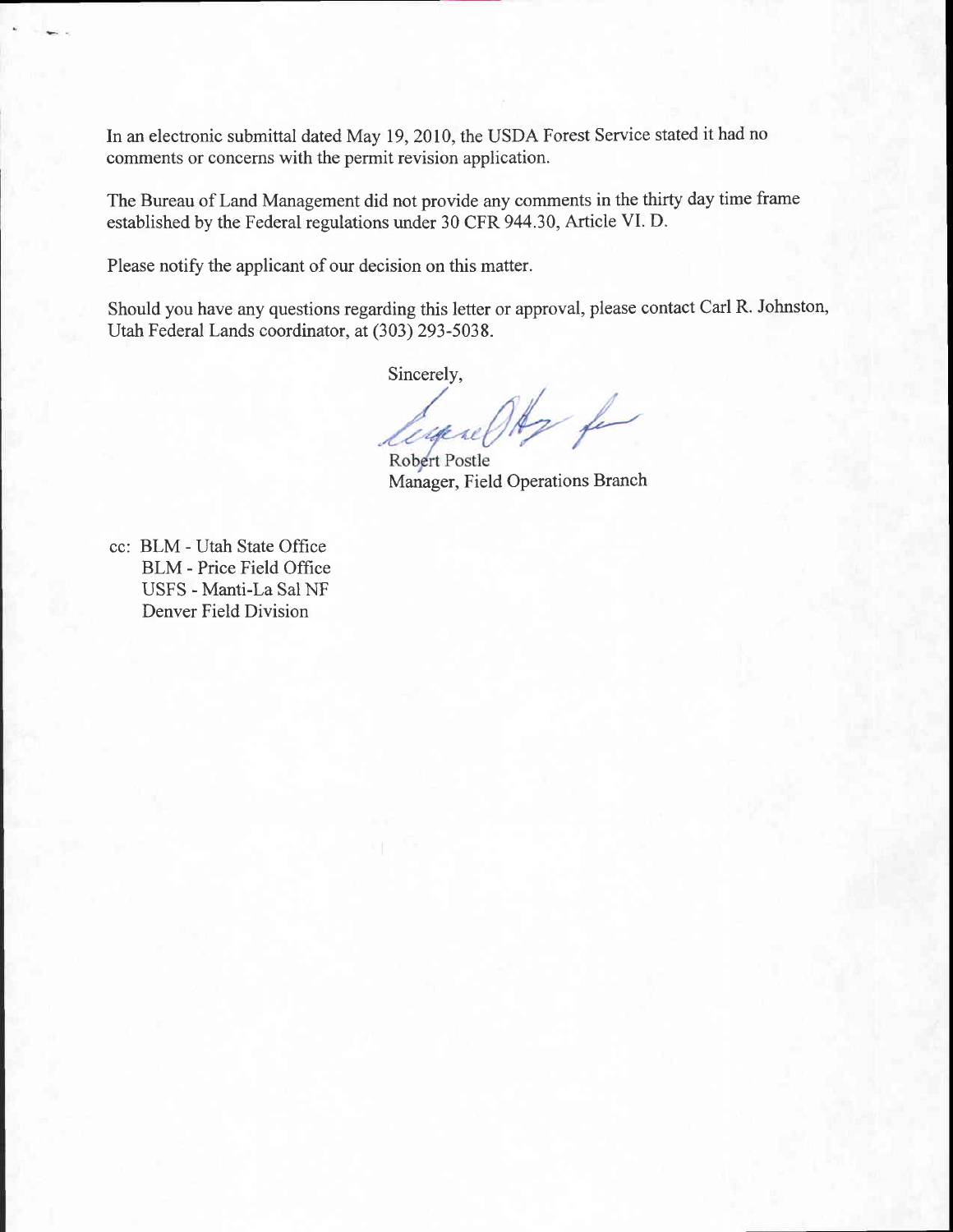In an electronic submittal dated May 19, 2010, the USDA Forest Service stated it had no comments or concerns with the permit revision application.

The Bureau of Land Management did not provide any comments in the thirty day time frame established by the Federal regulations under 30 CFR 944.30, Article VI. D.

Please notify the applicant of our decision on this matter.

Should you have any questions regarding this letter or approval, please contact Carl R. Johnston, Utah Federal Lands coordinator, at (303) 293-5038.

Sincerely,

Robert Postle
Manager, Field Operations Branch

cc: BLM - Utah State Office
BLM - Price Field Office
USFS - Manti-La Sal NF
Denver Field Division